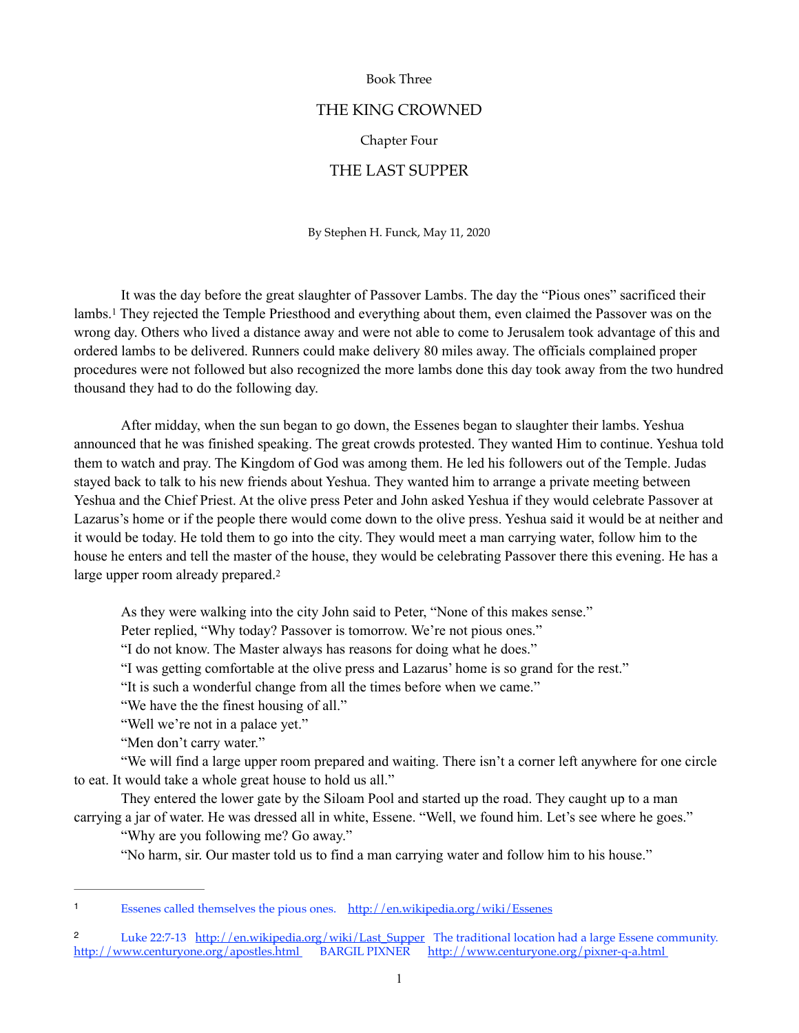Book Three

# THE KING CROWNED

## Chapter Four

## THE LAST SUPPER

By Stephen H. Funck, May 11, 2020

It was the day before the great slaughter of Passover Lambs. The day the "Pious ones" sacrificed their lambs.[1] They rejected the Temple Priesthood and everything about them, even claimed the Passover was on the wrong day. Others who lived a distance away and were not able to come to Jerusalem took advantage of this and ordered lambs to be delivered. Runners could make delivery 80 miles away. The officials complained proper procedures were not followed but also recognized the more lambs done this day took away from the two hundred thousand they had to do the following day.

After midday, when the sun began to go down, the Essenes began to slaughter their lambs. Yeshua announced that he was finished speaking. The great crowds protested. They wanted Him to continue. Yeshua told them to watch and pray. The Kingdom of God was among them. He led his followers out of the Temple. Judas stayed back to talk to his new friends about Yeshua. They wanted him to arrange a private meeting between Yeshua and the Chief Priest. At the olive press Peter and John asked Yeshua if they would celebrate Passover at Lazarus's home or if the people there would come down to the olive press. Yeshua said it would be at neither and it would be today. He told them to go into the city. They would meet a man carrying water, follow him to the house he enters and tell the master of the house, they would be celebrating Passover there this evening. He has a large upper room already prepared.[2]

As they were walking into the city John said to Peter, "None of this makes sense."

Peter replied, "Why today? Passover is tomorrow. We're not pious ones."

"I do not know. The Master always has reasons for doing what he does."

"I was getting comfortable at the olive press and Lazarus' home is so grand for the rest."

"It is such a wonderful change from all the times before when we came."

"We have the the finest housing of all."

"Well we're not in a palace yet."

"Men don't carry water."

"We will find a large upper room prepared and waiting. There isn't a corner left anywhere for one circle to eat. It would take a whole great house to hold us all."

They entered the lower gate by the Siloam Pool and started up the road. They caught up to a man carrying a jar of water. He was dressed all in white, Essene. "Well, we found him. Let's see where he goes."

"Why are you following me? Go away."

"No harm, sir. Our master told us to find a man carrying water and follow him to his house."

---

[1] Essenes called themselves the pious ones. http://en.wikipedia.org/wiki/Essenes

[2] Luke 22:7-13 http://en.wikipedia.org/wiki/Last_Supper The traditional location had a large Essene community. http://www.centuryone.org/apostles.html BARGIL PIXNER http://www.centuryone.org/pixner-q-a.html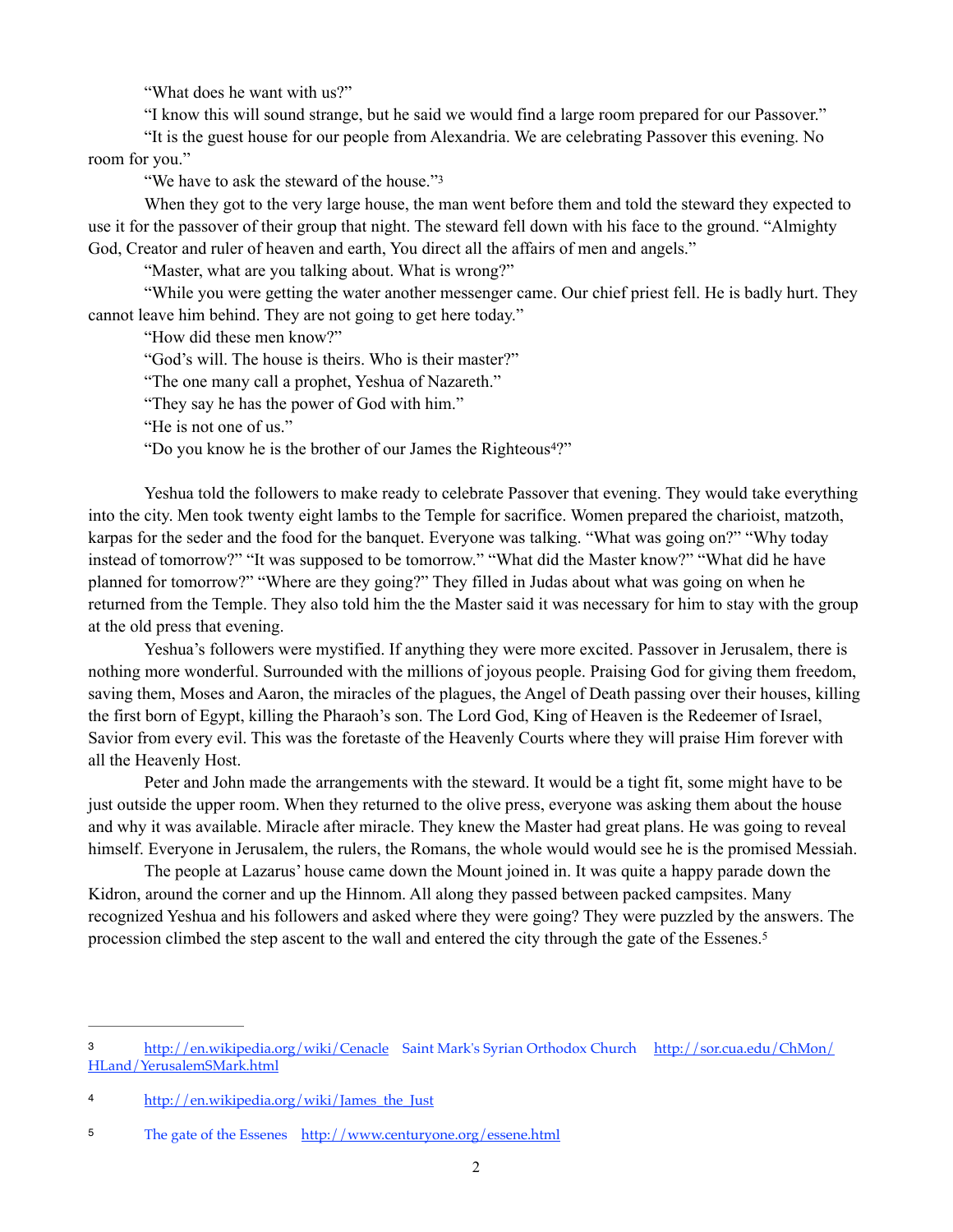"What does he want with us?"

"I know this will sound strange, but he said we would find a large room prepared for our Passover."

"It is the guest house for our people from Alexandria. We are celebrating Passover this evening. No room for you."

"We have to ask the steward of the house."[3]

When they got to the very large house, the man went before them and told the steward they expected to use it for the passover of their group that night. The steward fell down with his face to the ground. "Almighty God, Creator and ruler of heaven and earth, You direct all the affairs of men and angels."

"Master, what are you talking about. What is wrong?"

"While you were getting the water another messenger came. Our chief priest fell. He is badly hurt. They cannot leave him behind. They are not going to get here today."

"How did these men know?"

"God's will. The house is theirs. Who is their master?"

"The one many call a prophet, Yeshua of Nazareth."

"They say he has the power of God with him."

"He is not one of us."

"Do you know he is the brother of our James the Righteous[4]?"

Yeshua told the followers to make ready to celebrate Passover that evening. They would take everything into the city. Men took twenty eight lambs to the Temple for sacrifice. Women prepared the charioist, matzoth, karpas for the seder and the food for the banquet. Everyone was talking. "What was going on?" "Why today instead of tomorrow?" "It was supposed to be tomorrow." "What did the Master know?" "What did he have planned for tomorrow?" "Where are they going?" They filled in Judas about what was going on when he returned from the Temple. They also told him the the Master said it was necessary for him to stay with the group at the old press that evening.

Yeshua's followers were mystified. If anything they were more excited. Passover in Jerusalem, there is nothing more wonderful. Surrounded with the millions of joyous people. Praising God for giving them freedom, saving them, Moses and Aaron, the miracles of the plagues, the Angel of Death passing over their houses, killing the first born of Egypt, killing the Pharaoh's son. The Lord God, King of Heaven is the Redeemer of Israel, Savior from every evil. This was the foretaste of the Heavenly Courts where they will praise Him forever with all the Heavenly Host.

Peter and John made the arrangements with the steward. It would be a tight fit, some might have to be just outside the upper room. When they returned to the olive press, everyone was asking them about the house and why it was available. Miracle after miracle. They knew the Master had great plans. He was going to reveal himself. Everyone in Jerusalem, the rulers, the Romans, the whole would would see he is the promised Messiah.

The people at Lazarus' house came down the Mount joined in. It was quite a happy parade down the Kidron, around the corner and up the Hinnom. All along they passed between packed campsites. Many recognized Yeshua and his followers and asked where they were going? They were puzzled by the answers. The procession climbed the step ascent to the wall and entered the city through the gate of the Essenes.[5]

---

[3] http://en.wikipedia.org/wiki/Cenacle Saint Mark's Syrian Orthodox Church http://sor.cua.edu/ChMon/HLand/YerusalemSMark.html

[4] http://en.wikipedia.org/wiki/James_the_Just

[5] The gate of the Essenes http://www.centuryone.org/essene.html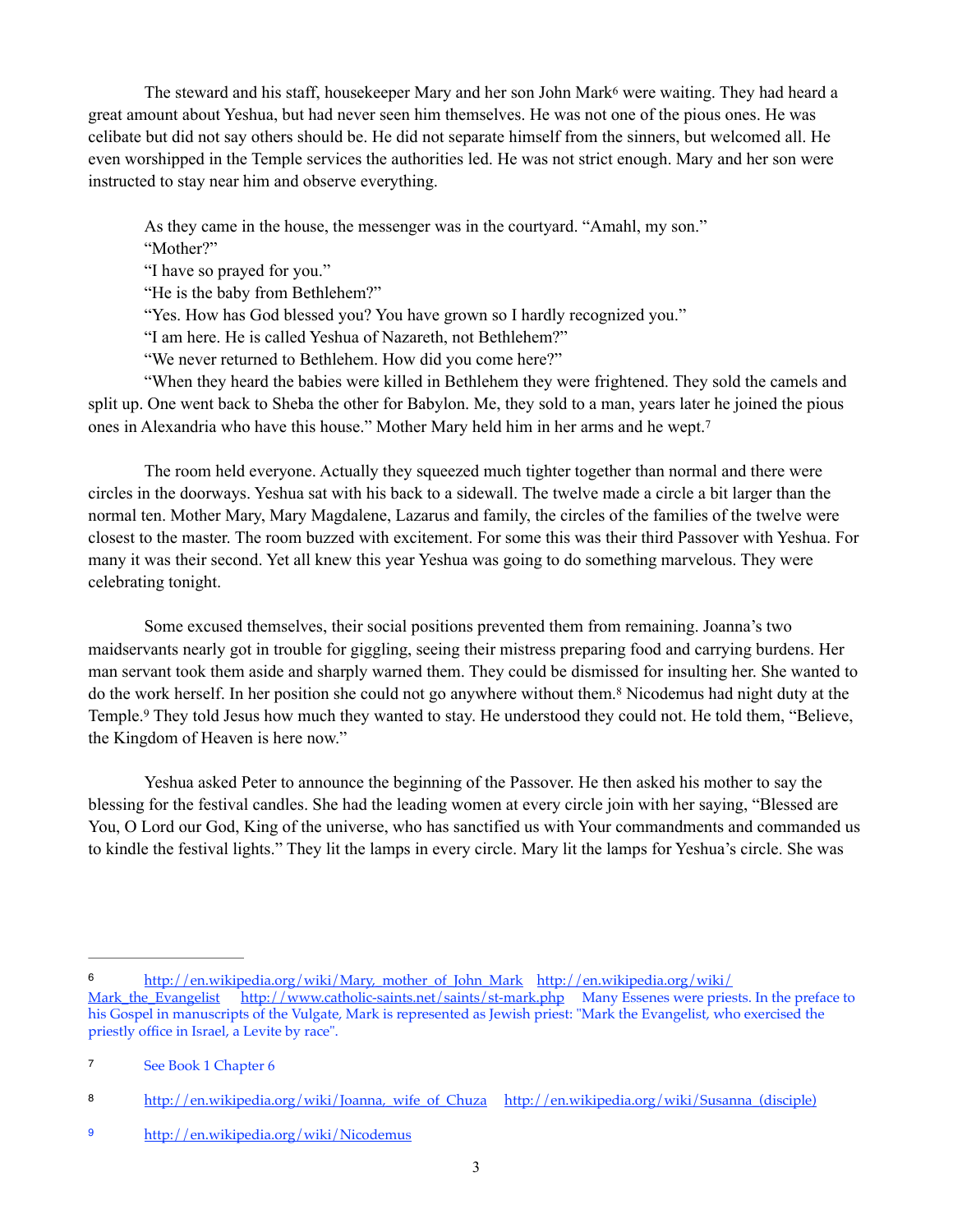The steward and his staff, housekeeper Mary and her son John Mark[6] were waiting. They had heard a great amount about Yeshua, but had never seen him themselves. He was not one of the pious ones. He was celibate but did not say others should be. He did not separate himself from the sinners, but welcomed all. He even worshipped in the Temple services the authorities led. He was not strict enough. Mary and her son were instructed to stay near him and observe everything.

As they came in the house, the messenger was in the courtyard. "Amahl, my son."

"Mother?"

"I have so prayed for you."

"He is the baby from Bethlehem?"

"Yes. How has God blessed you? You have grown so I hardly recognized you."

"I am here. He is called Yeshua of Nazareth, not Bethlehem?"

"We never returned to Bethlehem. How did you come here?"

"When they heard the babies were killed in Bethlehem they were frightened. They sold the camels and split up. One went back to Sheba the other for Babylon. Me, they sold to a man, years later he joined the pious ones in Alexandria who have this house." Mother Mary held him in her arms and he wept.[7]

The room held everyone. Actually they squeezed much tighter together than normal and there were circles in the doorways. Yeshua sat with his back to a sidewall. The twelve made a circle a bit larger than the normal ten. Mother Mary, Mary Magdalene, Lazarus and family, the circles of the families of the twelve were closest to the master. The room buzzed with excitement. For some this was their third Passover with Yeshua. For many it was their second. Yet all knew this year Yeshua was going to do something marvelous. They were celebrating tonight.

Some excused themselves, their social positions prevented them from remaining. Joanna's two maidservants nearly got in trouble for giggling, seeing their mistress preparing food and carrying burdens. Her man servant took them aside and sharply warned them. They could be dismissed for insulting her. She wanted to do the work herself. In her position she could not go anywhere without them.[8] Nicodemus had night duty at the Temple.[9] They told Jesus how much they wanted to stay. He understood they could not. He told them, "Believe, the Kingdom of Heaven is here now."

Yeshua asked Peter to announce the beginning of the Passover. He then asked his mother to say the blessing for the festival candles. She had the leading women at every circle join with her saying, "Blessed are You, O Lord our God, King of the universe, who has sanctified us with Your commandments and commanded us to kindle the festival lights." They lit the lamps in every circle. Mary lit the lamps for Yeshua's circle. She was

---

[6] http://en.wikipedia.org/wiki/Mary,_mother_of_John_Mark http://en.wikipedia.org/wiki/Mark_the_Evangelist http://www.catholic-saints.net/saints/st-mark.php Many Essenes were priests. In the preface to his Gospel in manuscripts of the Vulgate, Mark is represented as Jewish priest: "Mark the Evangelist, who exercised the priestly office in Israel, a Levite by race".

[7] See Book 1 Chapter 6

[8] http://en.wikipedia.org/wiki/Joanna,_wife_of_Chuza http://en.wikipedia.org/wiki/Susanna_(disciple)

[9] http://en.wikipedia.org/wiki/Nicodemus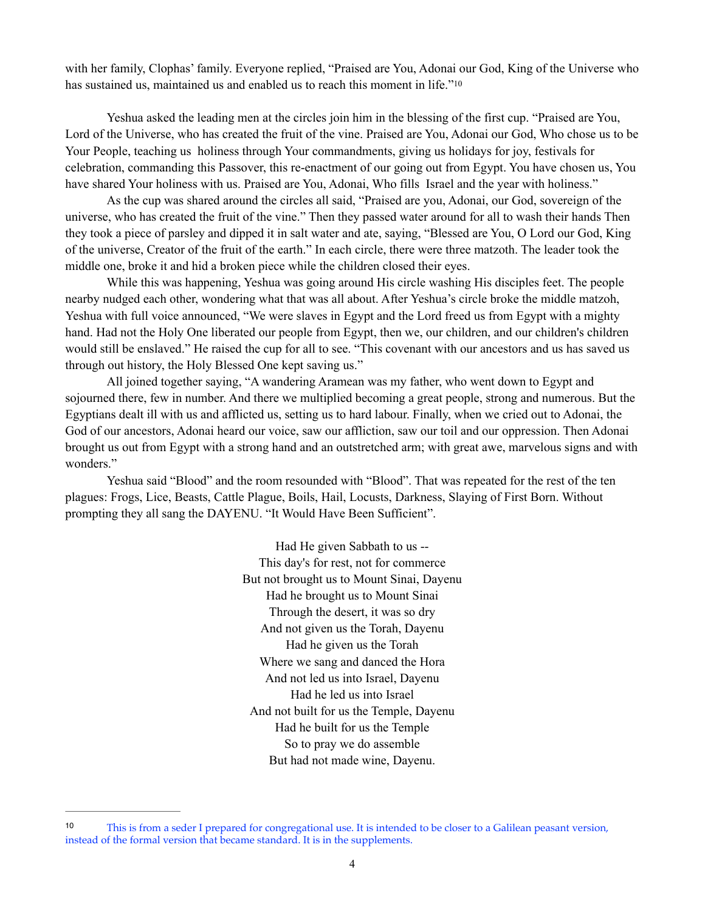with her family, Clophas' family. Everyone replied, "Praised are You, Adonai our God, King of the Universe who has sustained us, maintained us and enabled us to reach this moment in life."[10]

Yeshua asked the leading men at the circles join him in the blessing of the first cup. "Praised are You, Lord of the Universe, who has created the fruit of the vine. Praised are You, Adonai our God, Who chose us to be Your People, teaching us holiness through Your commandments, giving us holidays for joy, festivals for celebration, commanding this Passover, this re-enactment of our going out from Egypt. You have chosen us, You have shared Your holiness with us. Praised are You, Adonai, Who fills Israel and the year with holiness."

As the cup was shared around the circles all said, "Praised are you, Adonai, our God, sovereign of the universe, who has created the fruit of the vine." Then they passed water around for all to wash their hands Then they took a piece of parsley and dipped it in salt water and ate, saying, "Blessed are You, O Lord our God, King of the universe, Creator of the fruit of the earth." In each circle, there were three matzoth. The leader took the middle one, broke it and hid a broken piece while the children closed their eyes.

While this was happening, Yeshua was going around His circle washing His disciples feet. The people nearby nudged each other, wondering what that was all about. After Yeshua's circle broke the middle matzoh, Yeshua with full voice announced, "We were slaves in Egypt and the Lord freed us from Egypt with a mighty hand. Had not the Holy One liberated our people from Egypt, then we, our children, and our children's children would still be enslaved." He raised the cup for all to see. "This covenant with our ancestors and us has saved us through out history, the Holy Blessed One kept saving us."

All joined together saying, "A wandering Aramean was my father, who went down to Egypt and sojourned there, few in number. And there we multiplied becoming a great people, strong and numerous. But the Egyptians dealt ill with us and afflicted us, setting us to hard labour. Finally, when we cried out to Adonai, the God of our ancestors, Adonai heard our voice, saw our affliction, saw our toil and our oppression. Then Adonai brought us out from Egypt with a strong hand and an outstretched arm; with great awe, marvelous signs and with wonders."

Yeshua said "Blood" and the room resounded with "Blood". That was repeated for the rest of the ten plagues: Frogs, Lice, Beasts, Cattle Plague, Boils, Hail, Locusts, Darkness, Slaying of First Born. Without prompting they all sang the DAYENU. "It Would Have Been Sufficient".

Had He given Sabbath to us --
This day's for rest, not for commerce
But not brought us to Mount Sinai, Dayenu
Had he brought us to Mount Sinai
Through the desert, it was so dry
And not given us the Torah, Dayenu
Had he given us the Torah
Where we sang and danced the Hora
And not led us into Israel, Dayenu
Had he led us into Israel
And not built for us the Temple, Dayenu
Had he built for us the Temple
So to pray we do assemble
But had not made wine, Dayenu.

---

[10] This is from a seder I prepared for congregational use. It is intended to be closer to a Galilean peasant version, instead of the formal version that became standard. It is in the supplements.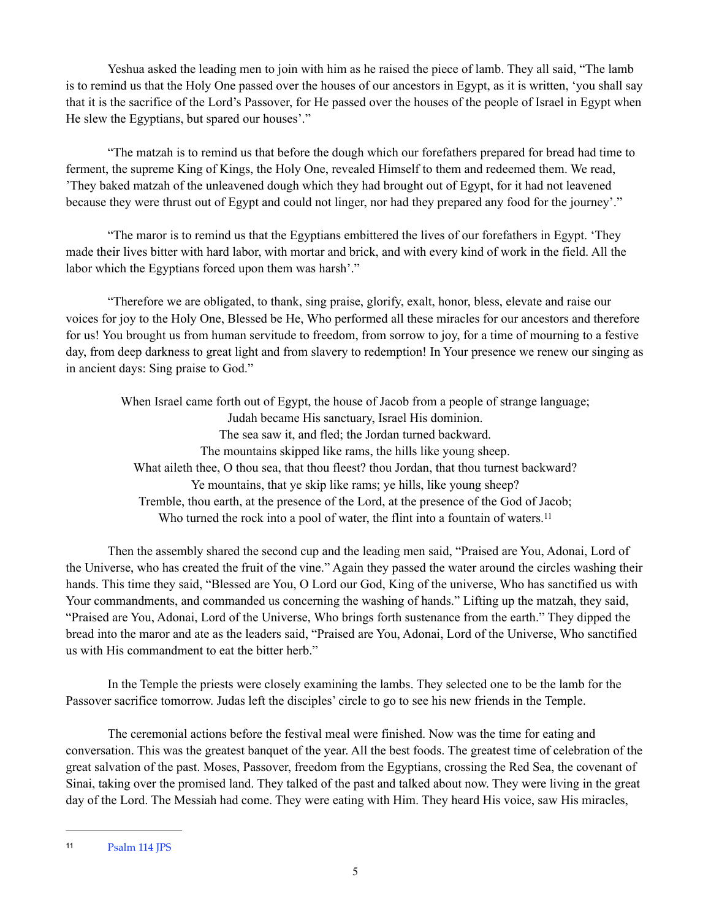Yeshua asked the leading men to join with him as he raised the piece of lamb. They all said, "The lamb is to remind us that the Holy One passed over the houses of our ancestors in Egypt, as it is written, 'you shall say that it is the sacrifice of the Lord's Passover, for He passed over the houses of the people of Israel in Egypt when He slew the Egyptians, but spared our houses'."

"The matzah is to remind us that before the dough which our forefathers prepared for bread had time to ferment, the supreme King of Kings, the Holy One, revealed Himself to them and redeemed them. We read, 'They baked matzah of the unleavened dough which they had brought out of Egypt, for it had not leavened because they were thrust out of Egypt and could not linger, nor had they prepared any food for the journey'."

"The maror is to remind us that the Egyptians embittered the lives of our forefathers in Egypt. 'They made their lives bitter with hard labor, with mortar and brick, and with every kind of work in the field. All the labor which the Egyptians forced upon them was harsh'."

"Therefore we are obligated, to thank, sing praise, glorify, exalt, honor, bless, elevate and raise our voices for joy to the Holy One, Blessed be He, Who performed all these miracles for our ancestors and therefore for us! You brought us from human servitude to freedom, from sorrow to joy, for a time of mourning to a festive day, from deep darkness to great light and from slavery to redemption! In Your presence we renew our singing as in ancient days: Sing praise to God."

When Israel came forth out of Egypt, the house of Jacob from a people of strange language;
Judah became His sanctuary, Israel His dominion.
The sea saw it, and fled; the Jordan turned backward.
The mountains skipped like rams, the hills like young sheep.
What aileth thee, O thou sea, that thou fleest? thou Jordan, that thou turnest backward?
Ye mountains, that ye skip like rams; ye hills, like young sheep?
Tremble, thou earth, at the presence of the Lord, at the presence of the God of Jacob;
Who turned the rock into a pool of water, the flint into a fountain of waters.[11]

Then the assembly shared the second cup and the leading men said, "Praised are You, Adonai, Lord of the Universe, who has created the fruit of the vine." Again they passed the water around the circles washing their hands. This time they said, "Blessed are You, O Lord our God, King of the universe, Who has sanctified us with Your commandments, and commanded us concerning the washing of hands." Lifting up the matzah, they said, "Praised are You, Adonai, Lord of the Universe, Who brings forth sustenance from the earth." They dipped the bread into the maror and ate as the leaders said, "Praised are You, Adonai, Lord of the Universe, Who sanctified us with His commandment to eat the bitter herb."

In the Temple the priests were closely examining the lambs. They selected one to be the lamb for the Passover sacrifice tomorrow. Judas left the disciples' circle to go to see his new friends in the Temple.

The ceremonial actions before the festival meal were finished. Now was the time for eating and conversation. This was the greatest banquet of the year. All the best foods. The greatest time of celebration of the great salvation of the past. Moses, Passover, freedom from the Egyptians, crossing the Red Sea, the covenant of Sinai, taking over the promised land. They talked of the past and talked about now. They were living in the great day of the Lord. The Messiah had come. They were eating with Him. They heard His voice, saw His miracles,

---

[11] Psalm 114 JPS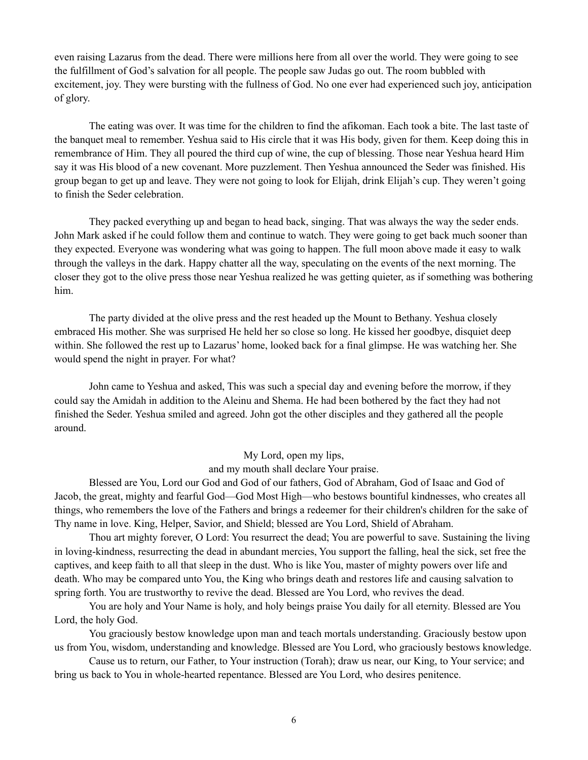even raising Lazarus from the dead. There were millions here from all over the world. They were going to see the fulfillment of God's salvation for all people. The people saw Judas go out. The room bubbled with excitement, joy. They were bursting with the fullness of God. No one ever had experienced such joy, anticipation of glory.

The eating was over. It was time for the children to find the afikoman. Each took a bite. The last taste of the banquet meal to remember. Yeshua said to His circle that it was His body, given for them. Keep doing this in remembrance of Him. They all poured the third cup of wine, the cup of blessing. Those near Yeshua heard Him say it was His blood of a new covenant. More puzzlement. Then Yeshua announced the Seder was finished. His group began to get up and leave. They were not going to look for Elijah, drink Elijah's cup. They weren't going to finish the Seder celebration.

They packed everything up and began to head back, singing. That was always the way the seder ends. John Mark asked if he could follow them and continue to watch. They were going to get back much sooner than they expected. Everyone was wondering what was going to happen. The full moon above made it easy to walk through the valleys in the dark. Happy chatter all the way, speculating on the events of the next morning. The closer they got to the olive press those near Yeshua realized he was getting quieter, as if something was bothering him.

The party divided at the olive press and the rest headed up the Mount to Bethany. Yeshua closely embraced His mother. She was surprised He held her so close so long. He kissed her goodbye, disquiet deep within. She followed the rest up to Lazarus' home, looked back for a final glimpse. He was watching her. She would spend the night in prayer. For what?

John came to Yeshua and asked, This was such a special day and evening before the morrow, if they could say the Amidah in addition to the Aleinu and Shema. He had been bothered by the fact they had not finished the Seder. Yeshua smiled and agreed. John got the other disciples and they gathered all the people around.

My Lord, open my lips,
and my mouth shall declare Your praise.

Blessed are You, Lord our God and God of our fathers, God of Abraham, God of Isaac and God of Jacob, the great, mighty and fearful God—God Most High—who bestows bountiful kindnesses, who creates all things, who remembers the love of the Fathers and brings a redeemer for their children's children for the sake of Thy name in love. King, Helper, Savior, and Shield; blessed are You Lord, Shield of Abraham.

Thou art mighty forever, O Lord: You resurrect the dead; You are powerful to save. Sustaining the living in loving-kindness, resurrecting the dead in abundant mercies, You support the falling, heal the sick, set free the captives, and keep faith to all that sleep in the dust. Who is like You, master of mighty powers over life and death. Who may be compared unto You, the King who brings death and restores life and causing salvation to spring forth. You are trustworthy to revive the dead. Blessed are You Lord, who revives the dead.

You are holy and Your Name is holy, and holy beings praise You daily for all eternity. Blessed are You Lord, the holy God.

You graciously bestow knowledge upon man and teach mortals understanding. Graciously bestow upon us from You, wisdom, understanding and knowledge. Blessed are You Lord, who graciously bestows knowledge.

Cause us to return, our Father, to Your instruction (Torah); draw us near, our King, to Your service; and bring us back to You in whole-hearted repentance. Blessed are You Lord, who desires penitence.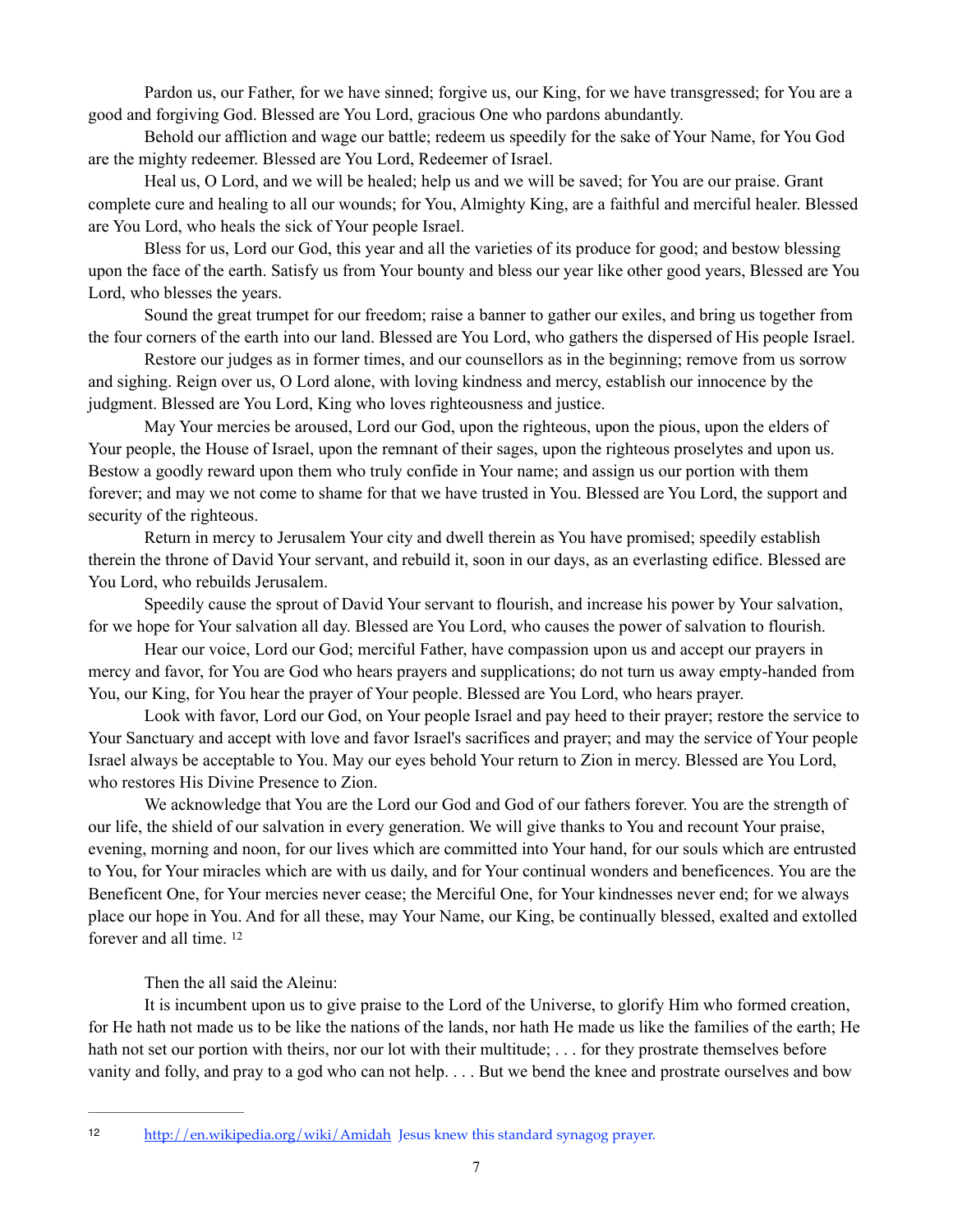Pardon us, our Father, for we have sinned; forgive us, our King, for we have transgressed; for You are a good and forgiving God. Blessed are You Lord, gracious One who pardons abundantly.

Behold our affliction and wage our battle; redeem us speedily for the sake of Your Name, for You God are the mighty redeemer. Blessed are You Lord, Redeemer of Israel.

Heal us, O Lord, and we will be healed; help us and we will be saved; for You are our praise. Grant complete cure and healing to all our wounds; for You, Almighty King, are a faithful and merciful healer. Blessed are You Lord, who heals the sick of Your people Israel.

Bless for us, Lord our God, this year and all the varieties of its produce for good; and bestow blessing upon the face of the earth. Satisfy us from Your bounty and bless our year like other good years, Blessed are You Lord, who blesses the years.

Sound the great trumpet for our freedom; raise a banner to gather our exiles, and bring us together from the four corners of the earth into our land. Blessed are You Lord, who gathers the dispersed of His people Israel.

Restore our judges as in former times, and our counsellors as in the beginning; remove from us sorrow and sighing. Reign over us, O Lord alone, with loving kindness and mercy, establish our innocence by the judgment. Blessed are You Lord, King who loves righteousness and justice.

May Your mercies be aroused, Lord our God, upon the righteous, upon the pious, upon the elders of Your people, the House of Israel, upon the remnant of their sages, upon the righteous proselytes and upon us. Bestow a goodly reward upon them who truly confide in Your name; and assign us our portion with them forever; and may we not come to shame for that we have trusted in You. Blessed are You Lord, the support and security of the righteous.

Return in mercy to Jerusalem Your city and dwell therein as You have promised; speedily establish therein the throne of David Your servant, and rebuild it, soon in our days, as an everlasting edifice. Blessed are You Lord, who rebuilds Jerusalem.

Speedily cause the sprout of David Your servant to flourish, and increase his power by Your salvation, for we hope for Your salvation all day. Blessed are You Lord, who causes the power of salvation to flourish.

Hear our voice, Lord our God; merciful Father, have compassion upon us and accept our prayers in mercy and favor, for You are God who hears prayers and supplications; do not turn us away empty-handed from You, our King, for You hear the prayer of Your people. Blessed are You Lord, who hears prayer.

Look with favor, Lord our God, on Your people Israel and pay heed to their prayer; restore the service to Your Sanctuary and accept with love and favor Israel's sacrifices and prayer; and may the service of Your people Israel always be acceptable to You. May our eyes behold Your return to Zion in mercy. Blessed are You Lord, who restores His Divine Presence to Zion.

We acknowledge that You are the Lord our God and God of our fathers forever. You are the strength of our life, the shield of our salvation in every generation. We will give thanks to You and recount Your praise, evening, morning and noon, for our lives which are committed into Your hand, for our souls which are entrusted to You, for Your miracles which are with us daily, and for Your continual wonders and beneficences. You are the Beneficent One, for Your mercies never cease; the Merciful One, for Your kindnesses never end; for we always place our hope in You. And for all these, may Your Name, our King, be continually blessed, exalted and extolled forever and all time. [12]

Then the all said the Aleinu:

It is incumbent upon us to give praise to the Lord of the Universe, to glorify Him who formed creation, for He hath not made us to be like the nations of the lands, nor hath He made us like the families of the earth; He hath not set our portion with theirs, nor our lot with their multitude; . . . for they prostrate themselves before vanity and folly, and pray to a god who can not help. . . . But we bend the knee and prostrate ourselves and bow

---

[12] http://en.wikipedia.org/wiki/Amidah Jesus knew this standard synagog prayer.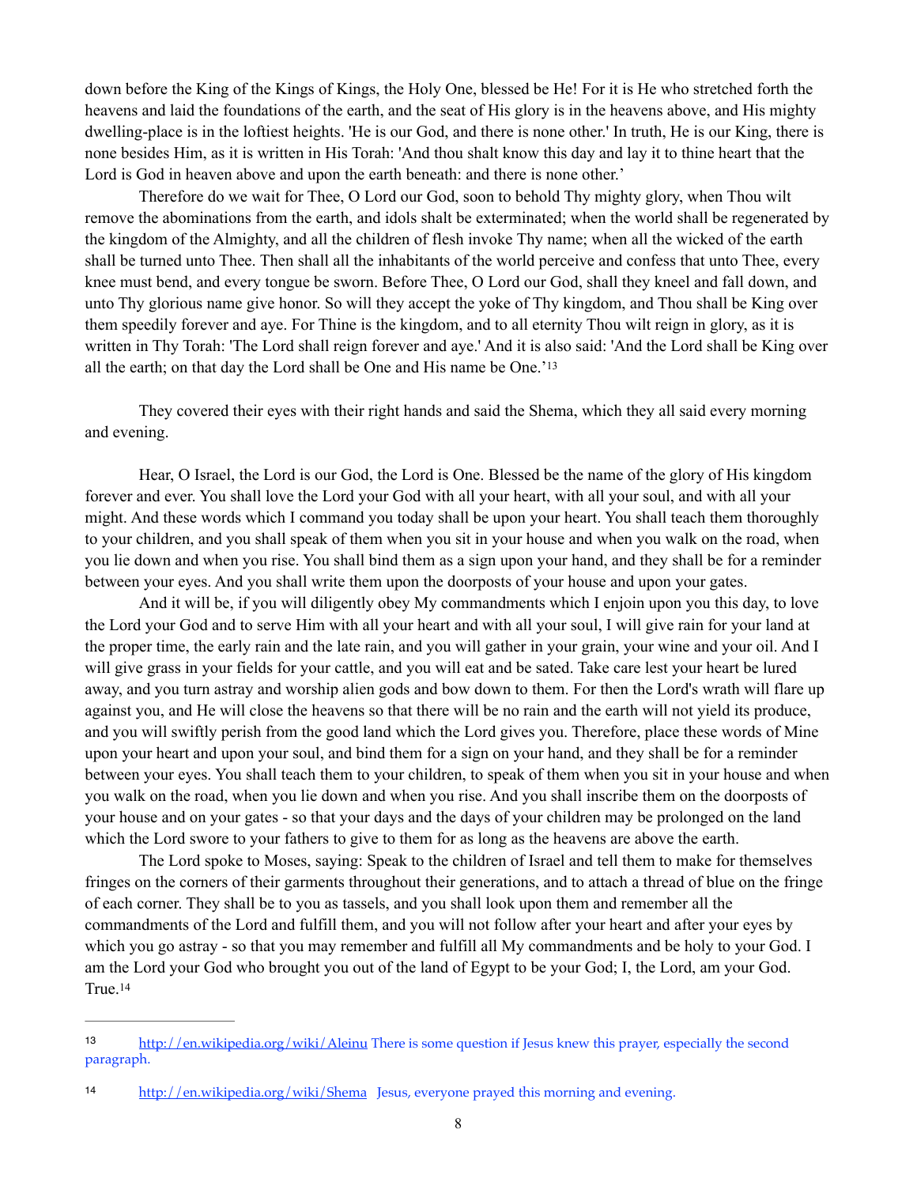down before the King of the Kings of Kings, the Holy One, blessed be He! For it is He who stretched forth the heavens and laid the foundations of the earth, and the seat of His glory is in the heavens above, and His mighty dwelling-place is in the loftiest heights. 'He is our God, and there is none other.' In truth, He is our King, there is none besides Him, as it is written in His Torah: 'And thou shalt know this day and lay it to thine heart that the Lord is God in heaven above and upon the earth beneath: and there is none other.'

Therefore do we wait for Thee, O Lord our God, soon to behold Thy mighty glory, when Thou wilt remove the abominations from the earth, and idols shalt be exterminated; when the world shall be regenerated by the kingdom of the Almighty, and all the children of flesh invoke Thy name; when all the wicked of the earth shall be turned unto Thee. Then shall all the inhabitants of the world perceive and confess that unto Thee, every knee must bend, and every tongue be sworn. Before Thee, O Lord our God, shall they kneel and fall down, and unto Thy glorious name give honor. So will they accept the yoke of Thy kingdom, and Thou shall be King over them speedily forever and aye. For Thine is the kingdom, and to all eternity Thou wilt reign in glory, as it is written in Thy Torah: 'The Lord shall reign forever and aye.' And it is also said: 'And the Lord shall be King over all the earth; on that day the Lord shall be One and His name be One.'[13]

They covered their eyes with their right hands and said the Shema, which they all said every morning and evening.

Hear, O Israel, the Lord is our God, the Lord is One. Blessed be the name of the glory of His kingdom forever and ever. You shall love the Lord your God with all your heart, with all your soul, and with all your might. And these words which I command you today shall be upon your heart. You shall teach them thoroughly to your children, and you shall speak of them when you sit in your house and when you walk on the road, when you lie down and when you rise. You shall bind them as a sign upon your hand, and they shall be for a reminder between your eyes. And you shall write them upon the doorposts of your house and upon your gates.

And it will be, if you will diligently obey My commandments which I enjoin upon you this day, to love the Lord your God and to serve Him with all your heart and with all your soul, I will give rain for your land at the proper time, the early rain and the late rain, and you will gather in your grain, your wine and your oil. And I will give grass in your fields for your cattle, and you will eat and be sated. Take care lest your heart be lured away, and you turn astray and worship alien gods and bow down to them. For then the Lord's wrath will flare up against you, and He will close the heavens so that there will be no rain and the earth will not yield its produce, and you will swiftly perish from the good land which the Lord gives you. Therefore, place these words of Mine upon your heart and upon your soul, and bind them for a sign on your hand, and they shall be for a reminder between your eyes. You shall teach them to your children, to speak of them when you sit in your house and when you walk on the road, when you lie down and when you rise. And you shall inscribe them on the doorposts of your house and on your gates - so that your days and the days of your children may be prolonged on the land which the Lord swore to your fathers to give to them for as long as the heavens are above the earth.

The Lord spoke to Moses, saying: Speak to the children of Israel and tell them to make for themselves fringes on the corners of their garments throughout their generations, and to attach a thread of blue on the fringe of each corner. They shall be to you as tassels, and you shall look upon them and remember all the commandments of the Lord and fulfill them, and you will not follow after your heart and after your eyes by which you go astray - so that you may remember and fulfill all My commandments and be holy to your God. I am the Lord your God who brought you out of the land of Egypt to be your God; I, the Lord, am your God. True.[14]

---

[13] http://en.wikipedia.org/wiki/Aleinu There is some question if Jesus knew this prayer, especially the second paragraph.

[14] http://en.wikipedia.org/wiki/Shema Jesus, everyone prayed this morning and evening.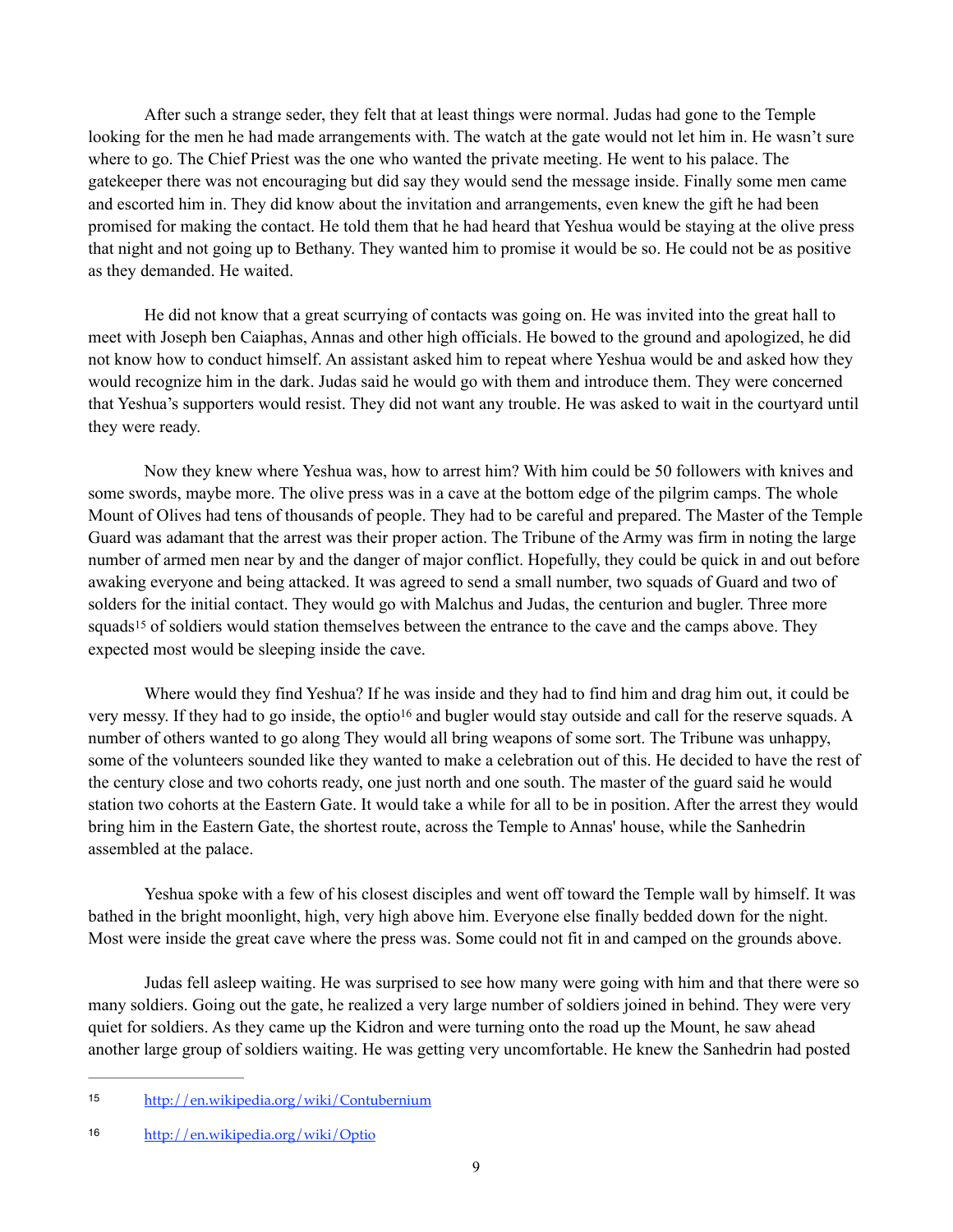After such a strange seder, they felt that at least things were normal. Judas had gone to the Temple looking for the men he had made arrangements with. The watch at the gate would not let him in. He wasn't sure where to go. The Chief Priest was the one who wanted the private meeting. He went to his palace. The gatekeeper there was not encouraging but did say they would send the message inside. Finally some men came and escorted him in. They did know about the invitation and arrangements, even knew the gift he had been promised for making the contact. He told them that he had heard that Yeshua would be staying at the olive press that night and not going up to Bethany. They wanted him to promise it would be so. He could not be as positive as they demanded. He waited.

He did not know that a great scurrying of contacts was going on. He was invited into the great hall to meet with Joseph ben Caiaphas, Annas and other high officials. He bowed to the ground and apologized, he did not know how to conduct himself. An assistant asked him to repeat where Yeshua would be and asked how they would recognize him in the dark. Judas said he would go with them and introduce them. They were concerned that Yeshua's supporters would resist. They did not want any trouble. He was asked to wait in the courtyard until they were ready.

Now they knew where Yeshua was, how to arrest him? With him could be 50 followers with knives and some swords, maybe more. The olive press was in a cave at the bottom edge of the pilgrim camps. The whole Mount of Olives had tens of thousands of people. They had to be careful and prepared. The Master of the Temple Guard was adamant that the arrest was their proper action. The Tribune of the Army was firm in noting the large number of armed men near by and the danger of major conflict. Hopefully, they could be quick in and out before awaking everyone and being attacked. It was agreed to send a small number, two squads of Guard and two of solders for the initial contact. They would go with Malchus and Judas, the centurion and bugler. Three more squads[15] of soldiers would station themselves between the entrance to the cave and the camps above. They expected most would be sleeping inside the cave.

Where would they find Yeshua? If he was inside and they had to find him and drag him out, it could be very messy. If they had to go inside, the optio[16] and bugler would stay outside and call for the reserve squads. A number of others wanted to go along They would all bring weapons of some sort. The Tribune was unhappy, some of the volunteers sounded like they wanted to make a celebration out of this. He decided to have the rest of the century close and two cohorts ready, one just north and one south. The master of the guard said he would station two cohorts at the Eastern Gate. It would take a while for all to be in position. After the arrest they would bring him in the Eastern Gate, the shortest route, across the Temple to Annas' house, while the Sanhedrin assembled at the palace.

Yeshua spoke with a few of his closest disciples and went off toward the Temple wall by himself. It was bathed in the bright moonlight, high, very high above him. Everyone else finally bedded down for the night. Most were inside the great cave where the press was. Some could not fit in and camped on the grounds above.

Judas fell asleep waiting. He was surprised to see how many were going with him and that there were so many soldiers. Going out the gate, he realized a very large number of soldiers joined in behind. They were very quiet for soldiers. As they came up the Kidron and were turning onto the road up the Mount, he saw ahead another large group of soldiers waiting. He was getting very uncomfortable. He knew the Sanhedrin had posted

---

15 http://en.wikipedia.org/wiki/Contubernium

16 http://en.wikipedia.org/wiki/Optio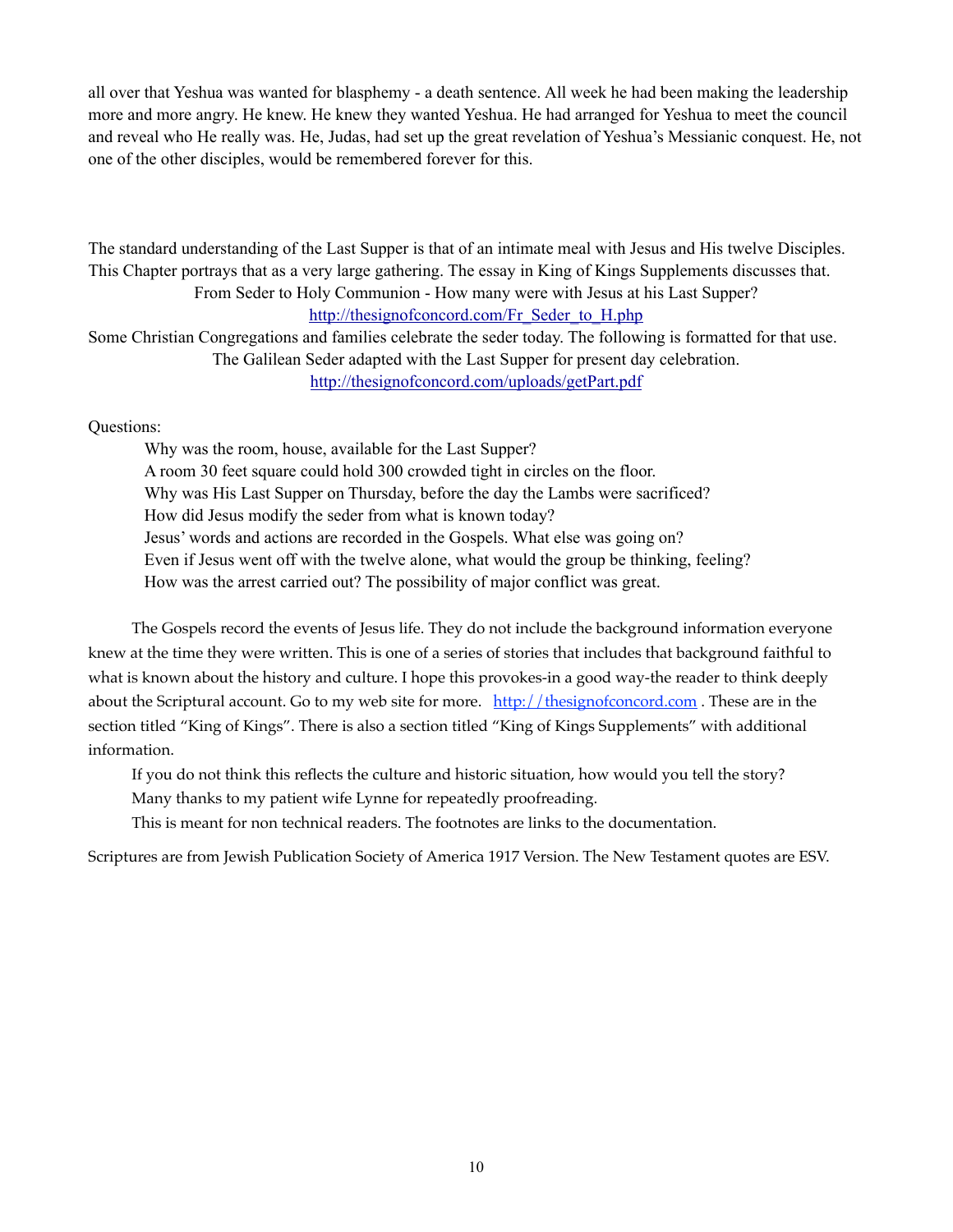all over that Yeshua was wanted for blasphemy - a death sentence. All week he had been making the leadership more and more angry. He knew. He knew they wanted Yeshua. He had arranged for Yeshua to meet the council and reveal who He really was. He, Judas, had set up the great revelation of Yeshua's Messianic conquest. He, not one of the other disciples, would be remembered forever for this.

The standard understanding of the Last Supper is that of an intimate meal with Jesus and His twelve Disciples. This Chapter portrays that as a very large gathering. The essay in King of Kings Supplements discusses that.

From Seder to Holy Communion - How many were with Jesus at his Last Supper?

[http://thesignofconcord.com/Fr_Seder_to_H.php](http://thesignofconcord.com/Fr_Seder_to_H.php)

Some Christian Congregations and families celebrate the seder today. The following is formatted for that use.

The Galilean Seder adapted with the Last Supper for present day celebration.

[http://thesignofconcord.com/uploads/getPart.pdf](http://thesignofconcord.com/uploads/getPart.pdf)

Questions:

Why was the room, house, available for the Last Supper?
A room 30 feet square could hold 300 crowded tight in circles on the floor.
Why was His Last Supper on Thursday, before the day the Lambs were sacrificed?
How did Jesus modify the seder from what is known today?
Jesus' words and actions are recorded in the Gospels. What else was going on?
Even if Jesus went off with the twelve alone, what would the group be thinking, feeling?
How was the arrest carried out? The possibility of major conflict was great.

The Gospels record the events of Jesus life. They do not include the background information everyone knew at the time they were written. This is one of a series of stories that includes that background faithful to what is known about the history and culture. I hope this provokes-in a good way-the reader to think deeply about the Scriptural account. Go to my web site for more. [http://thesignofconcord.com](http://thesignofconcord.com) . These are in the section titled "King of Kings". There is also a section titled "King of Kings Supplements" with additional information.

If you do not think this reflects the culture and historic situation, how would you tell the story?

Many thanks to my patient wife Lynne for repeatedly proofreading.

This is meant for non technical readers. The footnotes are links to the documentation.

Scriptures are from Jewish Publication Society of America 1917 Version. The New Testament quotes are ESV.